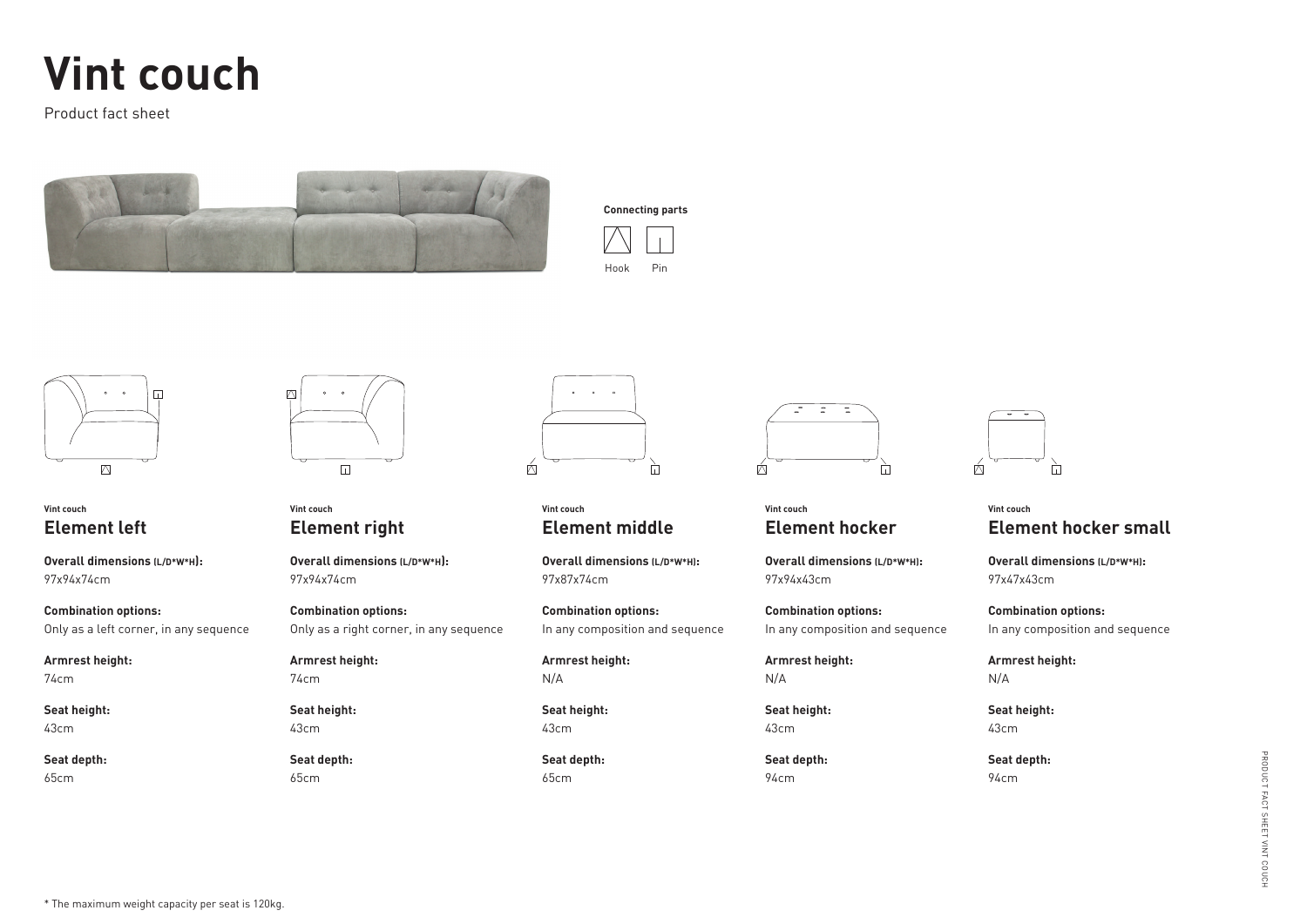# Vint couch

Product fact sheet

**Connecting parts**

Hook Pin

Vint couch

## Element left

**Overall dimensions (L/D*W*H):**
97x94x74cm

**Combination options:**
Only as a left corner, in any sequence

**Armrest height:**
74cm

**Seat height:**
43cm

**Seat depth:**
65cm

Vint couch

## Element right

**Overall dimensions (L/D*W*H):**
97x94x74cm

**Combination options:**
Only as a right corner, in any sequence

**Armrest height:**
74cm

**Seat height:**
43cm

**Seat depth:**
65cm

Vint couch

## Element middle

**Overall dimensions (L/D*W*H):**
97x87x74cm

**Combination options:**
In any composition and sequence

**Armrest height:**
N/A

**Seat height:**
43cm

**Seat depth:**
65cm

Vint couch

## Element hocker

**Overall dimensions (L/D*W*H):**
97x94x43cm

**Combination options:**
In any composition and sequence

**Armrest height:**
N/A

**Seat height:**
43cm

**Seat depth:**
94cm

Vint couch

## Element hocker small

**Overall dimensions (L/D*W*H):**
97x47x43cm

**Combination options:**
In any composition and sequence

**Armrest height:**
N/A

**Seat height:**
43cm

**Seat depth:**
94cm

* The maximum weight capacity per seat is 120kg.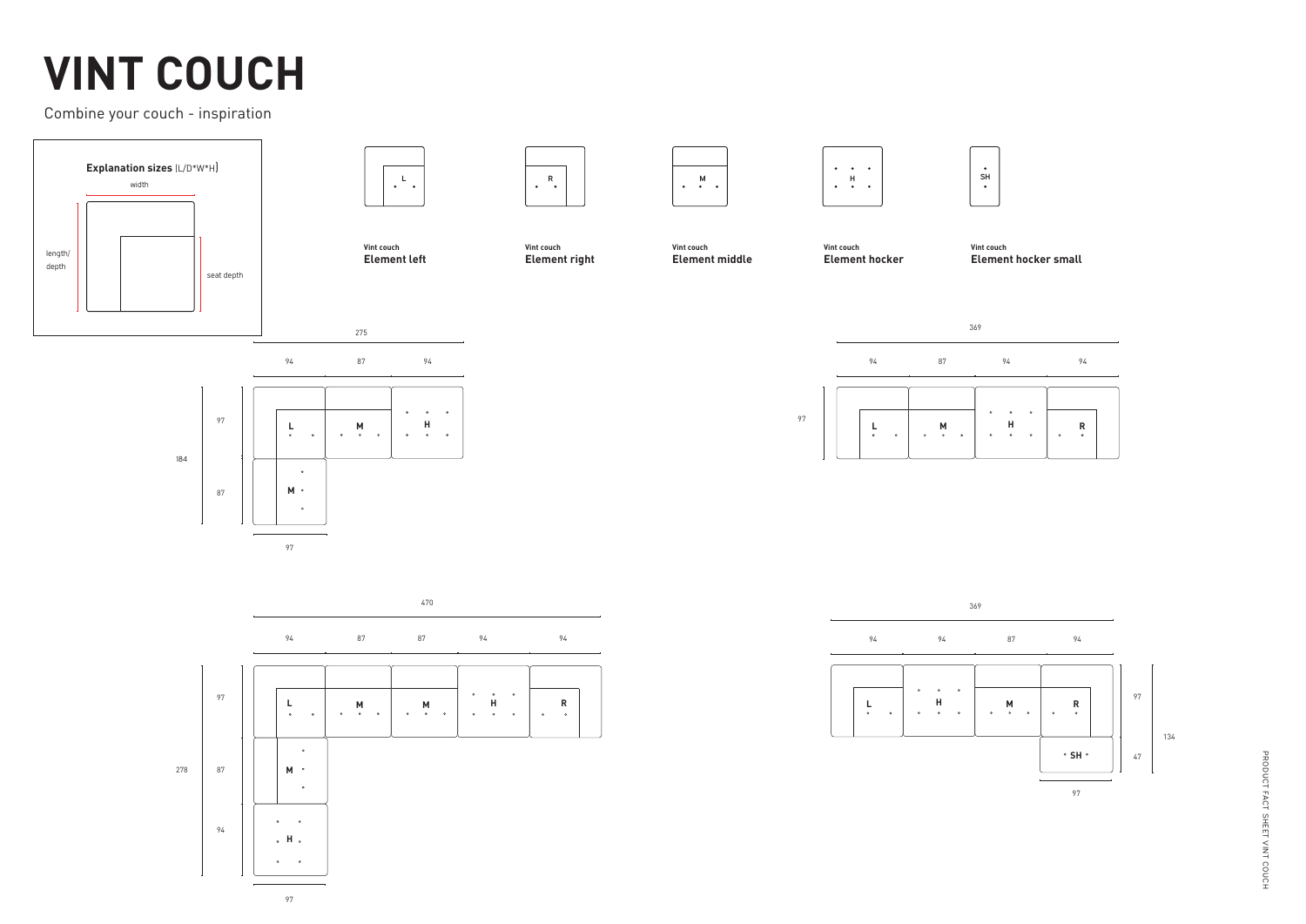# VINT COUCH

Combine your couch - inspiration

**Explanation sizes** (L/D*W*H)

width

length/ depth

seat depth

L

Vint couch
**Element left**

R

Vint couch
**Element right**

M

Vint couch
**Element middle**

H

Vint couch
**Element hocker**

SH

Vint couch
**Element hocker small**

275

94 87 94

L M H

M

97

87

184

97

369

94 87 94 94

L M H R

97

470

94 87 87 94 94

L M M H R

M

H

97

87

94

278

97

369

94 94 87 94

L H M R

SH

97

47

134

97

PRODUCT FACT SHEET VINT COUCH